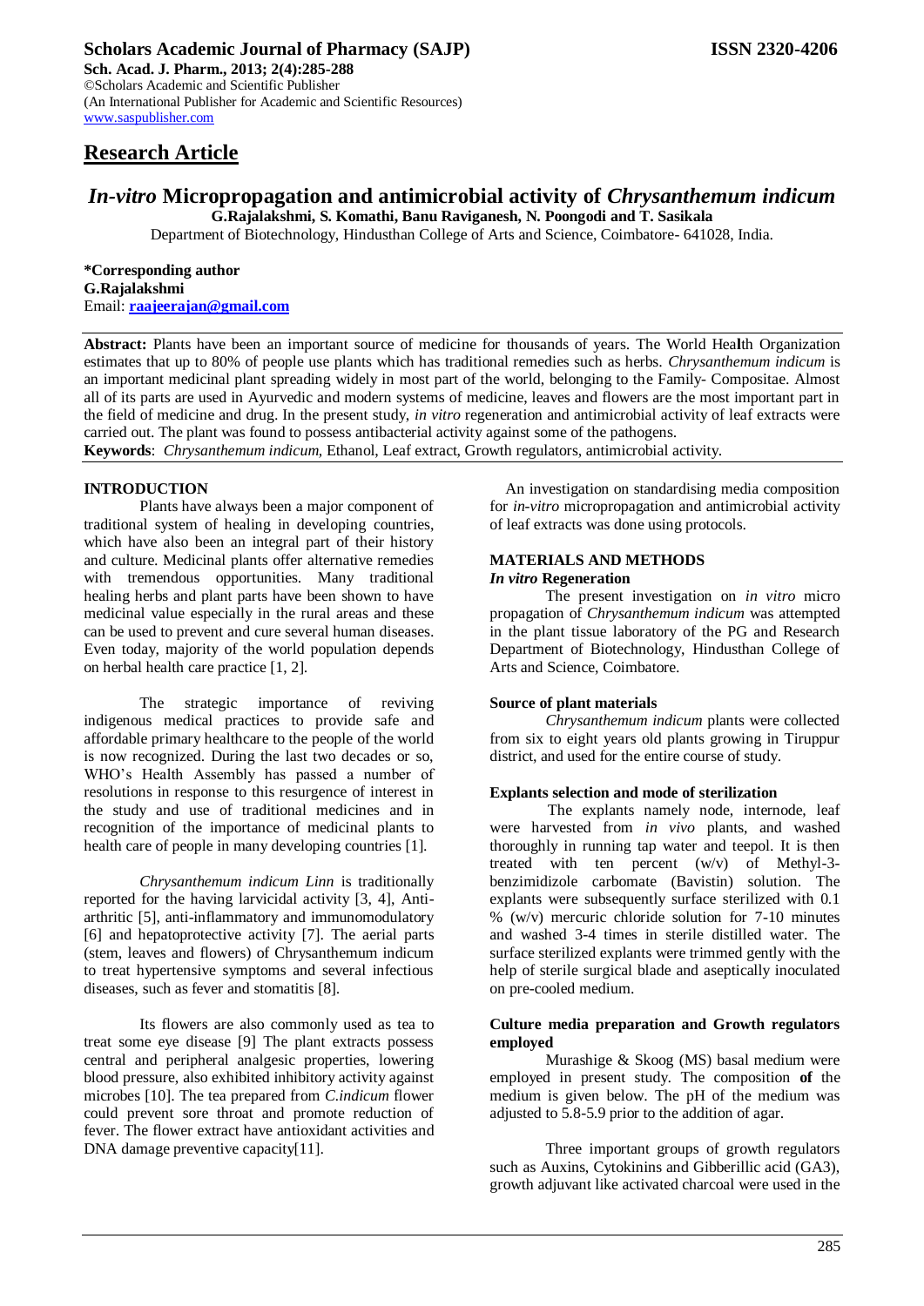## Research Article

# *In-vitro* Micropropagation and antimicrobial activity of *Chrysanthemum indicum*

**G.Rajalakshmi, S. Komathi, Banu Raviganesh, N. Poongodi and T. Sasikala**

Department of Biotechnology, Hindusthan College of Arts and Science, Coimbatore- 641028, India.

**\*Corresponding author**
**G.Rajalakshmi**
Email: **raajeerajan@gmail.com**

**Abstract:** Plants have been an important source of medicine for thousands of years. The World Health Organization estimates that up to 80% of people use plants which has traditional remedies such as herbs. *Chrysanthemum indicum* is an important medicinal plant spreading widely in most part of the world, belonging to the Family- Compositae. Almost all of its parts are used in Ayurvedic and modern systems of medicine, leaves and flowers are the most important part in the field of medicine and drug. In the present study, *in vitro* regeneration and antimicrobial activity of leaf extracts were carried out. The plant was found to possess antibacterial activity against some of the pathogens.

**Keywords**: *Chrysanthemum indicum*, Ethanol, Leaf extract, Growth regulators, antimicrobial activity.

## INTRODUCTION

Plants have always been a major component of traditional system of healing in developing countries, which have also been an integral part of their history and culture. Medicinal plants offer alternative remedies with tremendous opportunities. Many traditional healing herbs and plant parts have been shown to have medicinal value especially in the rural areas and these can be used to prevent and cure several human diseases. Even today, majority of the world population depends on herbal health care practice [1, 2].

The strategic importance of reviving indigenous medical practices to provide safe and affordable primary healthcare to the people of the world is now recognized. During the last two decades or so, WHO's Health Assembly has passed a number of resolutions in response to this resurgence of interest in the study and use of traditional medicines and in recognition of the importance of medicinal plants to health care of people in many developing countries [1].

*Chrysanthemum indicum Linn* is traditionally reported for the having larvicidal activity [3, 4], Anti-arthritic [5], anti-inflammatory and immunomodulatory [6] and hepatoprotective activity [7]. The aerial parts (stem, leaves and flowers) of Chrysanthemum indicum to treat hypertensive symptoms and several infectious diseases, such as fever and stomatitis [8].

Its flowers are also commonly used as tea to treat some eye disease [9] The plant extracts possess central and peripheral analgesic properties, lowering blood pressure, also exhibited inhibitory activity against microbes [10]. The tea prepared from *C.indicum* flower could prevent sore throat and promote reduction of fever. The flower extract have antioxidant activities and DNA damage preventive capacity[11].

An investigation on standardising media composition for *in-vitro* micropropagation and antimicrobial activity of leaf extracts was done using protocols.

## MATERIALS AND METHODS

### *In vitro* Regeneration

The present investigation on *in vitro* micro propagation of *Chrysanthemum indicum* was attempted in the plant tissue laboratory of the PG and Research Department of Biotechnology, Hindusthan College of Arts and Science, Coimbatore.

### Source of plant materials

*Chrysanthemum indicum* plants were collected from six to eight years old plants growing in Tiruppur district, and used for the entire course of study.

### Explants selection and mode of sterilization

The explants namely node, internode, leaf were harvested from *in vivo* plants, and washed thoroughly in running tap water and teepol. It is then treated with ten percent (w/v) of Methyl-3-benzimidizole carbomate (Bavistin) solution. The explants were subsequently surface sterilized with 0.1 % (w/v) mercuric chloride solution for 7-10 minutes and washed 3-4 times in sterile distilled water. The surface sterilized explants were trimmed gently with the help of sterile surgical blade and aseptically inoculated on pre-cooled medium.

### Culture media preparation and Growth regulators employed

Murashige & Skoog (MS) basal medium were employed in present study. The composition **of** the medium is given below. The pH of the medium was adjusted to 5.8-5.9 prior to the addition of agar.

Three important groups of growth regulators such as Auxins, Cytokinins and Gibberillic acid (GA3), growth adjuvant like activated charcoal were used in the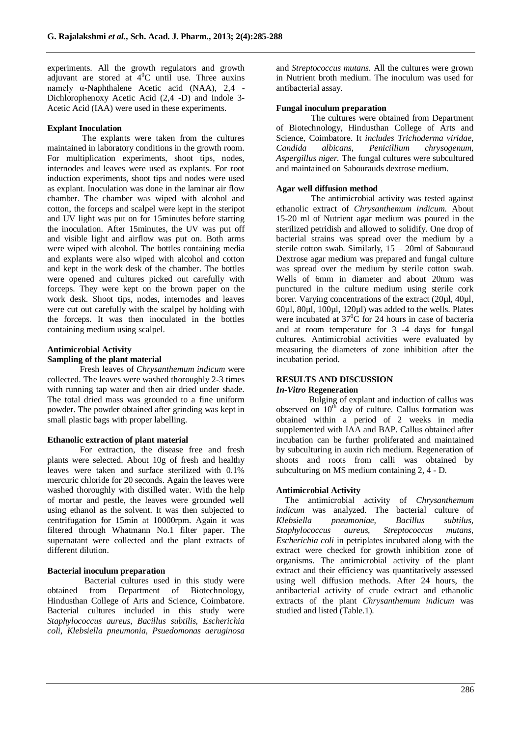experiments. All the growth regulators and growth adjuvant are stored at $4^0$C until use. Three auxins namely α-Naphthalene Acetic acid (NAA), 2,4 - Dichlorophenoxy Acetic Acid (2,4 -D) and Indole 3-Acetic Acid (IAA) were used in these experiments.

**Explant Inoculation**

The explants were taken from the cultures maintained in laboratory conditions in the growth room. For multiplication experiments, shoot tips, nodes, internodes and leaves were used as explants. For root induction experiments, shoot tips and nodes were used as explant. Inoculation was done in the laminar air flow chamber. The chamber was wiped with alcohol and cotton, the forceps and scalpel were kept in the steripot and UV light was put on for 15minutes before starting the inoculation. After 15minutes, the UV was put off and visible light and airflow was put on. Both arms were wiped with alcohol. The bottles containing media and explants were also wiped with alcohol and cotton and kept in the work desk of the chamber. The bottles were opened and cultures picked out carefully with forceps. They were kept on the brown paper on the work desk. Shoot tips, nodes, internodes and leaves were cut out carefully with the scalpel by holding with the forceps. It was then inoculated in the bottles containing medium using scalpel.

**Antimicrobial Activity**

**Sampling of the plant material**

Fresh leaves of *Chrysanthemum indicum* were collected. The leaves were washed thoroughly 2-3 times with running tap water and then air dried under shade. The total dried mass was grounded to a fine uniform powder. The powder obtained after grinding was kept in small plastic bags with proper labelling.

**Ethanolic extraction of plant material**

For extraction, the disease free and fresh plants were selected. About 10g of fresh and healthy leaves were taken and surface sterilized with 0.1% mercuric chloride for 20 seconds. Again the leaves were washed thoroughly with distilled water. With the help of mortar and pestle, the leaves were grounded well using ethanol as the solvent. It was then subjected to centrifugation for 15min at 10000rpm. Again it was filtered through Whatmann No.1 filter paper. The supernatant were collected and the plant extracts of different dilution.

**Bacterial inoculum preparation**

Bacterial cultures used in this study were obtained from Department of Biotechnology, Hindusthan College of Arts and Science, Coimbatore. Bacterial cultures included in this study were *Staphylococcus aureus, Bacillus subtilis, Escherichia coli, Klebsiella pneumonia, Psuedomonas aeruginosa* and *Streptococcus mutans.* All the cultures were grown in Nutrient broth medium. The inoculum was used for antibacterial assay.

**Fungal inoculum preparation**

The cultures were obtained from Department of Biotechnology, Hindusthan College of Arts and Science, Coimbatore. It *includes Trichoderma viridae, Candida albicans, Penicillium chrysogenum, Aspergillus niger.* The fungal cultures were subcultured and maintained on Sabourauds dextrose medium.

**Agar well diffusion method**

The antimicrobial activity was tested against ethanolic extract of *Chrysanthemum indicum.* About 15-20 ml of Nutrient agar medium was poured in the sterilized petridish and allowed to solidify. One drop of bacterial strains was spread over the medium by a sterile cotton swab. Similarly, 15 – 20ml of Sabouraud Dextrose agar medium was prepared and fungal culture was spread over the medium by sterile cotton swab. Wells of 6mm in diameter and about 20mm was punctured in the culture medium using sterile cork borer. Varying concentrations of the extract (20µl, 40µl, 60µl, 80µl, 100µl, 120µl) was added to the wells. Plates were incubated at $37^0$C for 24 hours in case of bacteria and at room temperature for 3 -4 days for fungal cultures. Antimicrobial activities were evaluated by measuring the diameters of zone inhibition after the incubation period.

## RESULTS AND DISCUSSION

### *In-Vitro* Regeneration

Bulging of explant and induction of callus was observed on $10^{th}$ day of culture. Callus formation was obtained within a period of 2 weeks in media supplemented with IAA and BAP. Callus obtained after incubation can be further proliferated and maintained by subculturing in auxin rich medium. Regeneration of shoots and roots from calli was obtained by subculturing on MS medium containing 2, 4 - D.

### Antimicrobial Activity

The antimicrobial activity of *Chrysanthemum indicum* was analyzed. The bacterial culture of *Klebsiella pneumoniae, Bacillus subtilus, Staphylococcus aureus, Streptococcus mutans, Escherichia coli* in petriplates incubated along with the extract were checked for growth inhibition zone of organisms. The antimicrobial activity of the plant extract and their efficiency was quantitatively assessed using well diffusion methods. After 24 hours, the antibacterial activity of crude extract and ethanolic extracts of the plant *Chrysanthemum indicum* was studied and listed (Table.1).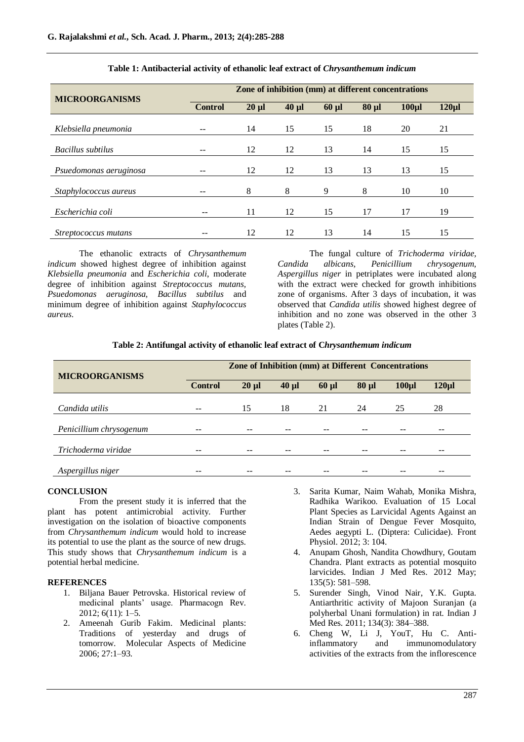**Table 1: Antibacterial activity of ethanolic leaf extract of *Chrysanthemum indicum***

| MICROORGANISMS | Zone of inhibition (mm) at different concentrations | | | | | | |
|---|---|---|---|---|---|---|---|
| | Control | 20 µl | 40 µl | 60 µl | 80 µl | 100µl | 120µl |
| *Klebsiella pneumonia* | -- | 14 | 15 | 15 | 18 | 20 | 21 |
| *Bacillus subtilus* | -- | 12 | 12 | 13 | 14 | 15 | 15 |
| *Psuedomonas aeruginosa* | -- | 12 | 12 | 13 | 13 | 13 | 15 |
| *Staphylococcus aureus* | -- | 8 | 8 | 9 | 8 | 10 | 10 |
| *Escherichia coli* | -- | 11 | 12 | 15 | 17 | 17 | 19 |
| *Streptococcus mutans* | -- | 12 | 12 | 13 | 14 | 15 | 15 |

The ethanolic extracts of *Chrysanthemum indicum* showed highest degree of inhibition against *Klebsiella pneumonia* and *Escherichia coli*, moderate degree of inhibition against *Streptococcus mutans, Psuedomonas aeruginosa, Bacillus subtilus* and minimum degree of inhibition against *Staphylococcus aureus*.

The fungal culture of *Trichoderma viridae, Candida albicans, Penicillium chrysogenum, Aspergillus niger* in petriplates were incubated along with the extract were checked for growth inhibitions zone of organisms. After 3 days of incubation, it was observed that *Candida utilis* showed highest degree of inhibition and no zone was observed in the other 3 plates (Table 2).

**Table 2: Antifungal activity of ethanolic leaf extract of C*hrysanthemum indicum***

| MICROORGANISMS | Zone of Inhibition (mm) at Different Concentrations | | | | | | |
|---|---|---|---|---|---|---|---|
| | Control | 20 µl | 40 µl | 60 µl | 80 µl | 100µl | 120µl |
| *Candida utilis* | -- | 15 | 18 | 21 | 24 | 25 | 28 |
| *Penicillium chrysogenum* | -- | -- | -- | -- | -- | -- | -- |
| *Trichoderma viridae* | -- | -- | -- | -- | -- | -- | -- |
| *Aspergillus niger* | -- | -- | -- | -- | -- | -- | -- |

## CONCLUSION

From the present study it is inferred that the plant has potent antimicrobial activity. Further investigation on the isolation of bioactive components from *Chrysanthemum indicum* would hold to increase its potential to use the plant as the source of new drugs. This study shows that *Chrysanthemum indicum* is a potential herbal medicine.

## REFERENCES

1. Biljana Bauer Petrovska. Historical review of medicinal plants' usage. Pharmacogn Rev. 2012; 6(11): 1–5.
2. Ameenah Gurib Fakim. Medicinal plants: Traditions of yesterday and drugs of tomorrow. Molecular Aspects of Medicine 2006; 27:1–93.
3. Sarita Kumar, Naim Wahab, Monika Mishra, Radhika Warikoo. Evaluation of 15 Local Plant Species as Larvicidal Agents Against an Indian Strain of Dengue Fever Mosquito, Aedes aegypti L. (Diptera: Culicidae). Front Physiol. 2012; 3: 104.
4. Anupam Ghosh, Nandita Chowdhury, Goutam Chandra. Plant extracts as potential mosquito larvicides. Indian J Med Res. 2012 May; 135(5): 581–598.
5. Surender Singh, Vinod Nair, Y.K. Gupta. Antiarthritic activity of Majoon Suranjan (a polyherbal Unani formulation) in rat. Indian J Med Res. 2011; 134(3): 384–388.
6. Cheng W, Li J, YouT, Hu C. Anti-inflammatory and immunomodulatory activities of the extracts from the inflorescence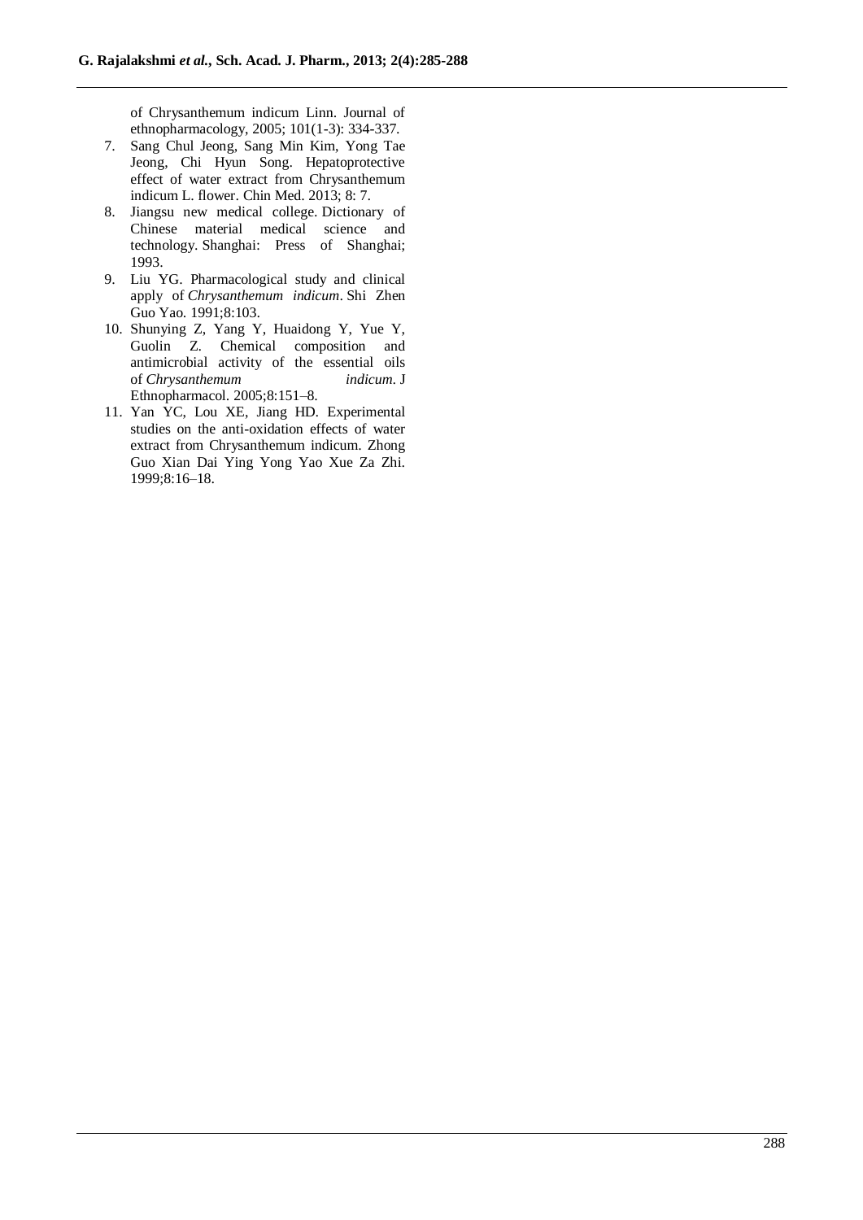of Chrysanthemum indicum Linn. Journal of ethnopharmacology, 2005; 101(1-3): 334-337.

7. Sang Chul Jeong, Sang Min Kim, Yong Tae Jeong, Chi Hyun Song. Hepatoprotective effect of water extract from Chrysanthemum indicum L. flower. Chin Med. 2013; 8: 7.
8. Jiangsu new medical college. Dictionary of Chinese material medical science and technology. Shanghai: Press of Shanghai; 1993.
9. Liu YG. Pharmacological study and clinical apply of *Chrysanthemum indicum*. Shi Zhen Guo Yao. 1991;8:103.
10. Shunying Z, Yang Y, Huaidong Y, Yue Y, Guolin Z. Chemical composition and antimicrobial activity of the essential oils of *Chrysanthemum indicum*. J Ethnopharmacol. 2005;8:151–8.
11. Yan YC, Lou XE, Jiang HD. Experimental studies on the anti-oxidation effects of water extract from Chrysanthemum indicum. Zhong Guo Xian Dai Ying Yong Yao Xue Za Zhi. 1999;8:16–18.